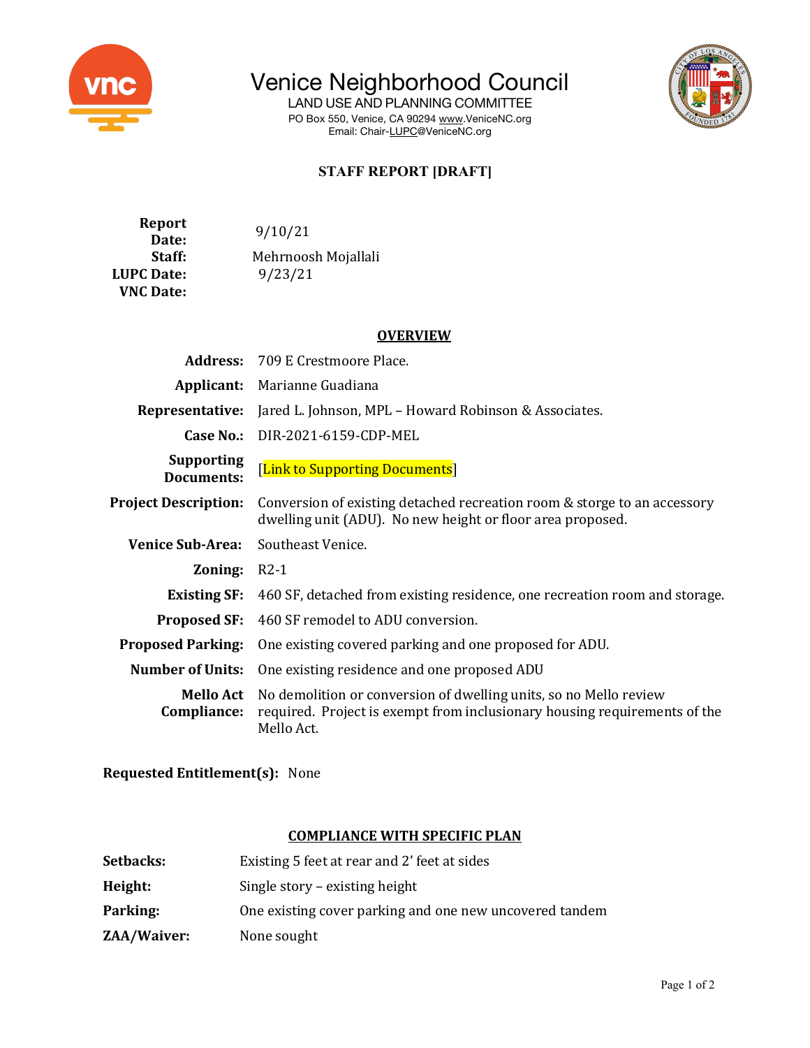# Venice Neighborhood Council

LAND USE AND PLANNING COMMITTEE

PO Box 550, Venice, CA 90294 www.VeniceNC.org

Email: Chair-LUPC@VeniceNC.org

## STAFF REPORT [DRAFT]

**Report Date:** 9/10/21

**Staff:** Mehrnoosh Mojallali

**LUPC Date:** 9/23/21

**VNC Date:**

### OVERVIEW

| | |
|---|---|
| **Address:** | 709 E Crestmoore Place. |
| **Applicant:** | Marianne Guadiana |
| **Representative:** | Jared L. Johnson, MPL – Howard Robinson & Associates. |
| **Case No.:** | DIR-2021-6159-CDP-MEL |
| **Supporting Documents:** | [Link to Supporting Documents] |
| **Project Description:** | Conversion of existing detached recreation room & storge to an accessory dwelling unit (ADU). No new height or floor area proposed. |
| **Venice Sub-Area:** | Southeast Venice. |
| **Zoning:** | R2-1 |
| **Existing SF:** | 460 SF, detached from existing residence, one recreation room and storage. |
| **Proposed SF:** | 460 SF remodel to ADU conversion. |
| **Proposed Parking:** | One existing covered parking and one proposed for ADU. |
| **Number of Units:** | One existing residence and one proposed ADU |
| **Mello Act Compliance:** | No demolition or conversion of dwelling units, so no Mello review required. Project is exempt from inclusionary housing requirements of the Mello Act. |

**Requested Entitlement(s):** None

### COMPLIANCE WITH SPECIFIC PLAN

| | |
|---|---|
| **Setbacks:** | Existing 5 feet at rear and 2' feet at sides |
| **Height:** | Single story – existing height |
| **Parking:** | One existing cover parking and one new uncovered tandem |
| **ZAA/Waiver:** | None sought |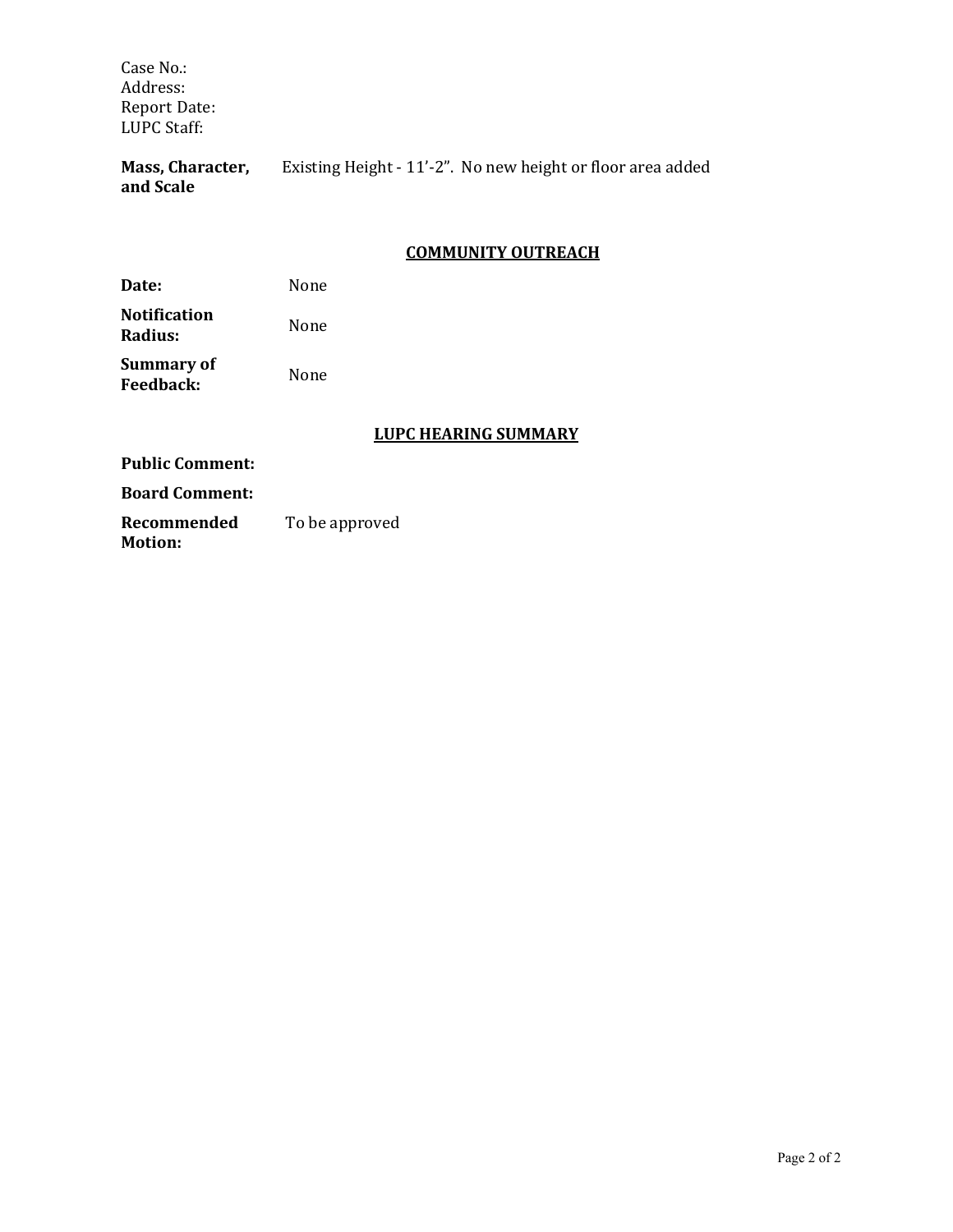Case No.:
Address:
Report Date:
LUPC Staff:

| | |
|---|---|
| **Mass, Character, and Scale** | Existing Height - 11'-2". No new height or floor area added |

## COMMUNITY OUTREACH

| | |
|---|---|
| **Date:** | None |
| **Notification Radius:** | None |
| **Summary of Feedback:** | None |

## LUPC HEARING SUMMARY

| | |
|---|---|
| **Public Comment:** | |
| **Board Comment:** | |
| **Recommended Motion:** | To be approved |